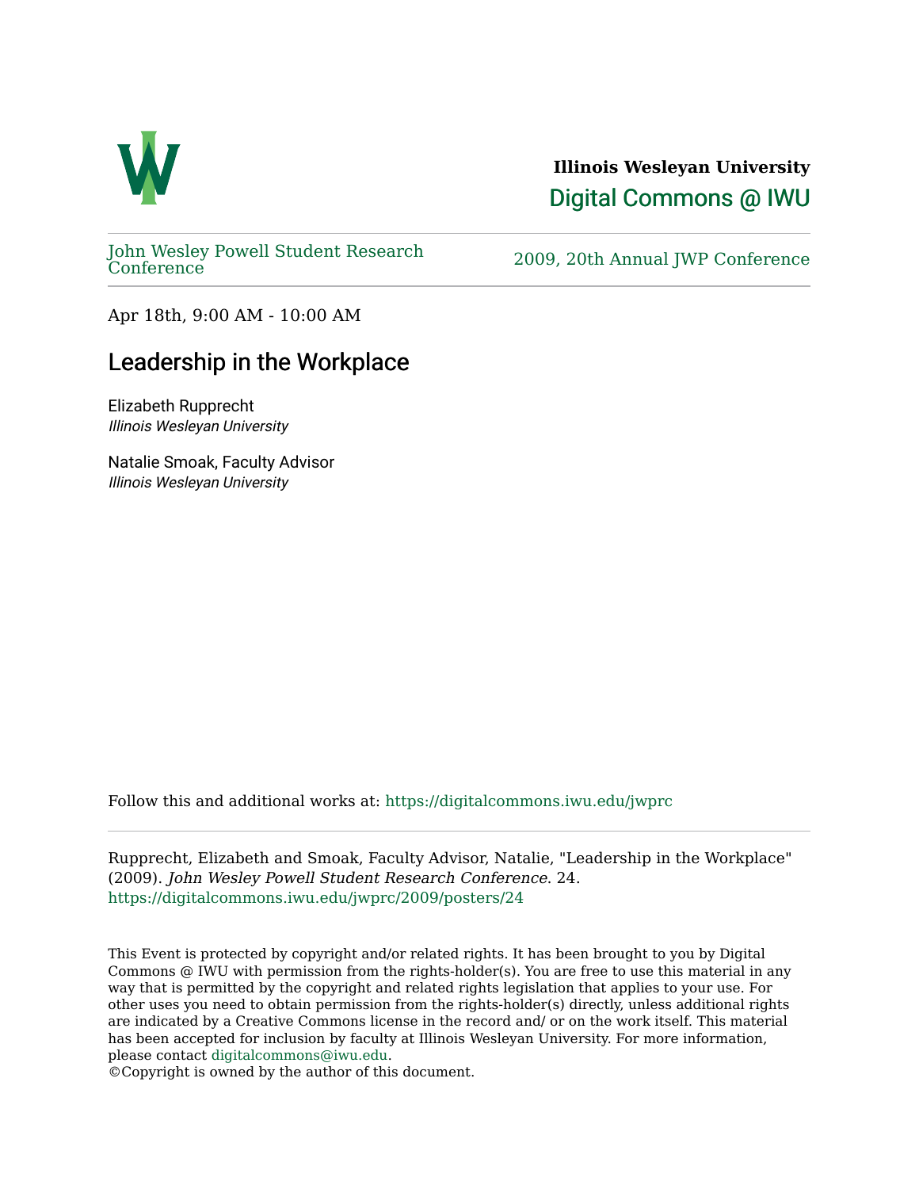**Illinois Wesleyan University**

Digital Commons @ IWU

John Wesley Powell Student Research Conference

2009, 20th Annual JWP Conference

Apr 18th, 9:00 AM - 10:00 AM

# Leadership in the Workplace

Elizabeth Rupprecht
*Illinois Wesleyan University*

Natalie Smoak, Faculty Advisor
*Illinois Wesleyan University*

Follow this and additional works at: https://digitalcommons.iwu.edu/jwprc

Rupprecht, Elizabeth and Smoak, Faculty Advisor, Natalie, "Leadership in the Workplace" (2009). *John Wesley Powell Student Research Conference*. 24.
https://digitalcommons.iwu.edu/jwprc/2009/posters/24

This Event is protected by copyright and/or related rights. It has been brought to you by Digital Commons @ IWU with permission from the rights-holder(s). You are free to use this material in any way that is permitted by the copyright and related rights legislation that applies to your use. For other uses you need to obtain permission from the rights-holder(s) directly, unless additional rights are indicated by a Creative Commons license in the record and/ or on the work itself. This material has been accepted for inclusion by faculty at Illinois Wesleyan University. For more information, please contact digitalcommons@iwu.edu.
©Copyright is owned by the author of this document.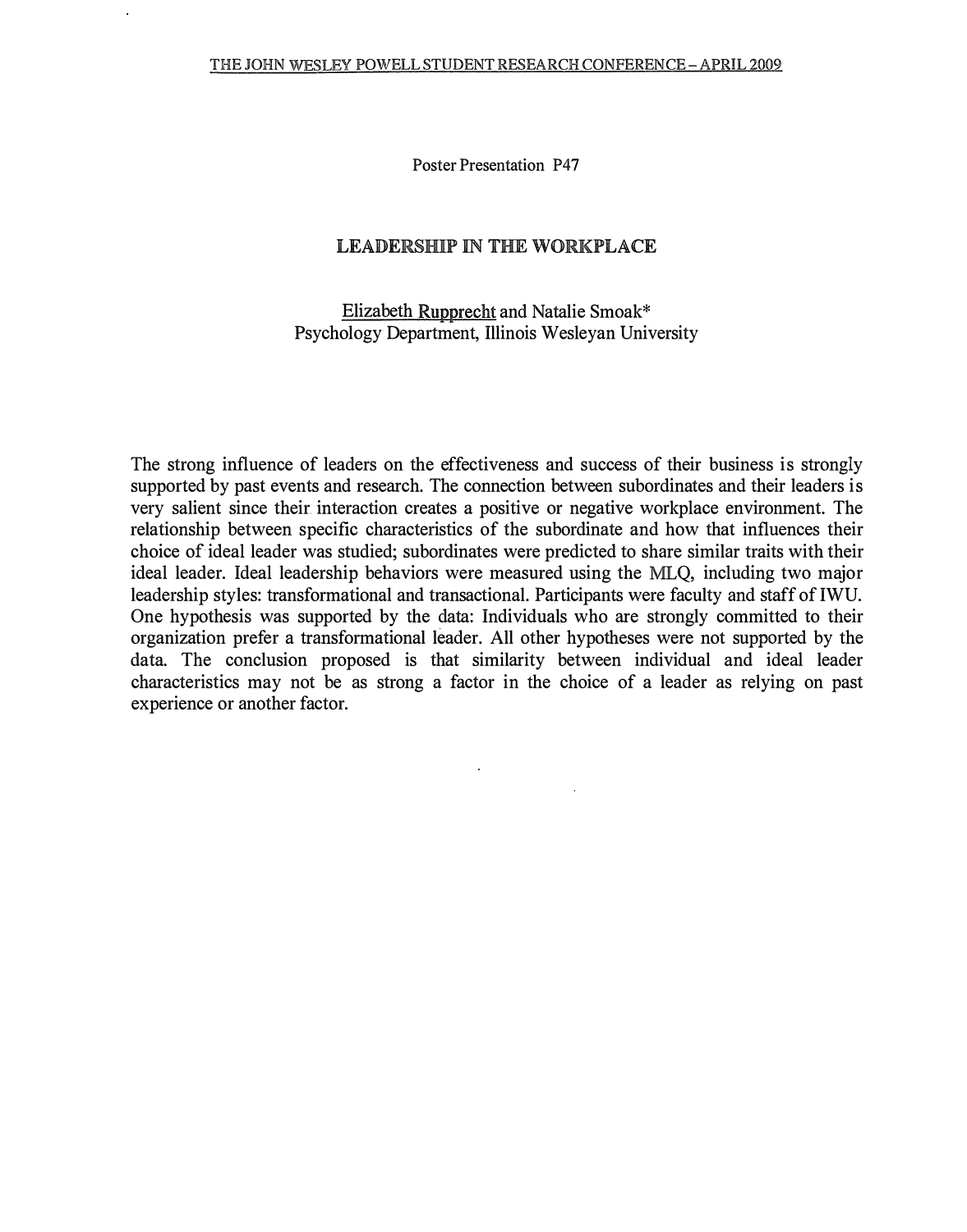Poster Presentation P47

# LEADERSHIP IN THE WORKPLACE

Elizabeth Rupprecht and Natalie Smoak*
Psychology Department, Illinois Wesleyan University

The strong influence of leaders on the effectiveness and success of their business is strongly supported by past events and research. The connection between subordinates and their leaders is very salient since their interaction creates a positive or negative workplace environment. The relationship between specific characteristics of the subordinate and how that influences their choice of ideal leader was studied; subordinates were predicted to share similar traits with their ideal leader. Ideal leadership behaviors were measured using the MLQ, including two major leadership styles: transformational and transactional. Participants were faculty and staff of IWU. One hypothesis was supported by the data: Individuals who are strongly committed to their organization prefer a transformational leader. All other hypotheses were not supported by the data. The conclusion proposed is that similarity between individual and ideal leader characteristics may not be as strong a factor in the choice of a leader as relying on past experience or another factor.